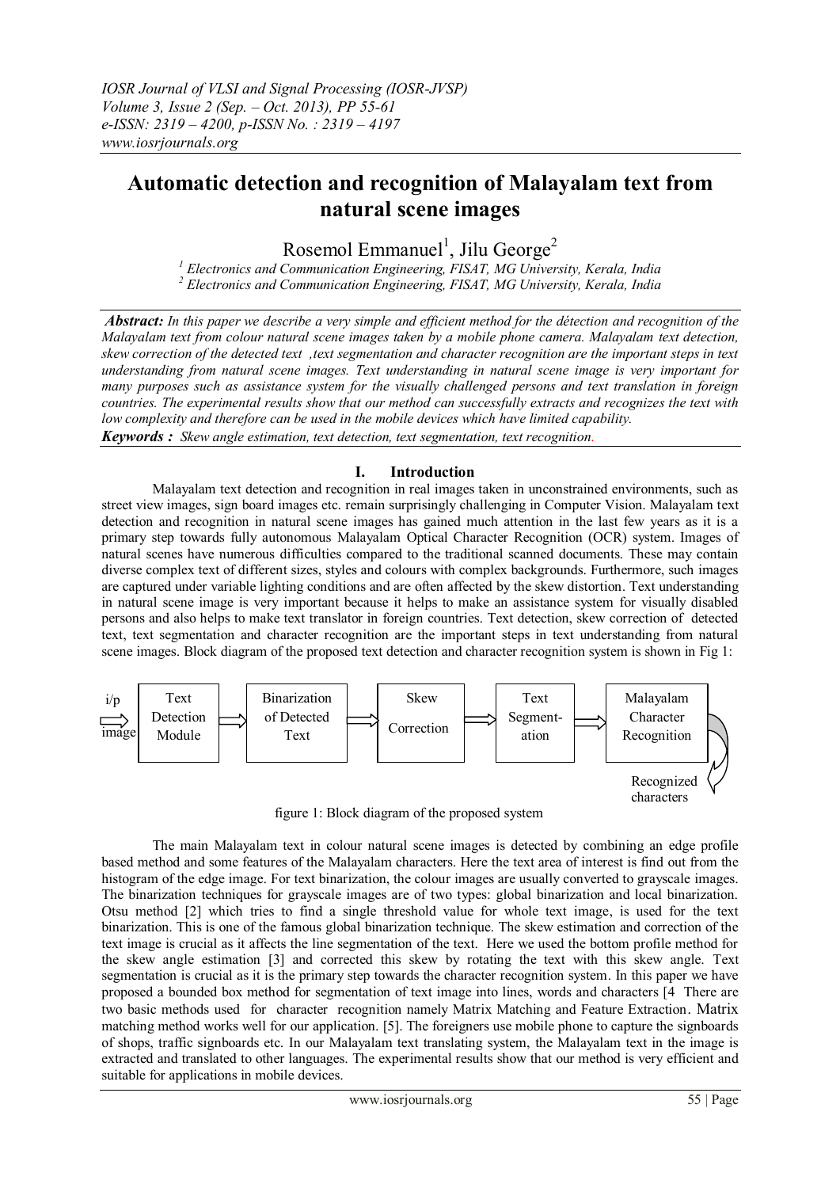# Automatic detection and recognition of Malayalam text from natural scene images

Rosemol Emmanuel[1], Jilu George[2]

[1] *Electronics and Communication Engineering, FISAT, MG University, Kerala, India*
[2] *Electronics and Communication Engineering, FISAT, MG University, Kerala, India*

***Abstract:*** *In this paper we describe a very simple and efficient method for the détection and recognition of the Malayalam text from colour natural scene images taken by a mobile phone camera. Malayalam text detection, skew correction of the detected text ,text segmentation and character recognition are the important steps in text understanding from natural scene images. Text understanding in natural scene image is very important for many purposes such as assistance system for the visually challenged persons and text translation in foreign countries. The experimental results show that our method can successfully extracts and recognizes the text with low complexity and therefore can be used in the mobile devices which have limited capability.*

***Keywords :*** *Skew angle estimation, text detection, text segmentation, text recognition.*

## I. Introduction

Malayalam text detection and recognition in real images taken in unconstrained environments, such as street view images, sign board images etc. remain surprisingly challenging in Computer Vision. Malayalam text detection and recognition in natural scene images has gained much attention in the last few years as it is a primary step towards fully autonomous Malayalam Optical Character Recognition (OCR) system. Images of natural scenes have numerous difficulties compared to the traditional scanned documents. These may contain diverse complex text of different sizes, styles and colours with complex backgrounds. Furthermore, such images are captured under variable lighting conditions and are often affected by the skew distortion. Text understanding in natural scene image is very important because it helps to make an assistance system for visually disabled persons and also helps to make text translator in foreign countries. Text detection, skew correction of detected text, text segmentation and character recognition are the important steps in text understanding from natural scene images. Block diagram of the proposed text detection and character recognition system is shown in Fig 1:

i/p image ⇒ Text Detection Module ⇒ Binarization of Detected Text ⇒ Skew Correction ⇒ Text Segment-ation ⇒ Malayalam Character Recognition ⇒ Recognized characters

figure 1: Block diagram of the proposed system

The main Malayalam text in colour natural scene images is detected by combining an edge profile based method and some features of the Malayalam characters. Here the text area of interest is find out from the histogram of the edge image. For text binarization, the colour images are usually converted to grayscale images. The binarization techniques for grayscale images are of two types: global binarization and local binarization. Otsu method [2] which tries to find a single threshold value for whole text image, is used for the text binarization. This is one of the famous global binarization technique. The skew estimation and correction of the text image is crucial as it affects the line segmentation of the text. Here we used the bottom profile method for the skew angle estimation [3] and corrected this skew by rotating the text with this skew angle. Text segmentation is crucial as it is the primary step towards the character recognition system. In this paper we have proposed a bounded box method for segmentation of text image into lines, words and characters [4 There are two basic methods used for character recognition namely Matrix Matching and Feature Extraction. Matrix matching method works well for our application. [5]. The foreigners use mobile phone to capture the signboards of shops, traffic signboards etc. In our Malayalam text translating system, the Malayalam text in the image is extracted and translated to other languages. The experimental results show that our method is very efficient and suitable for applications in mobile devices.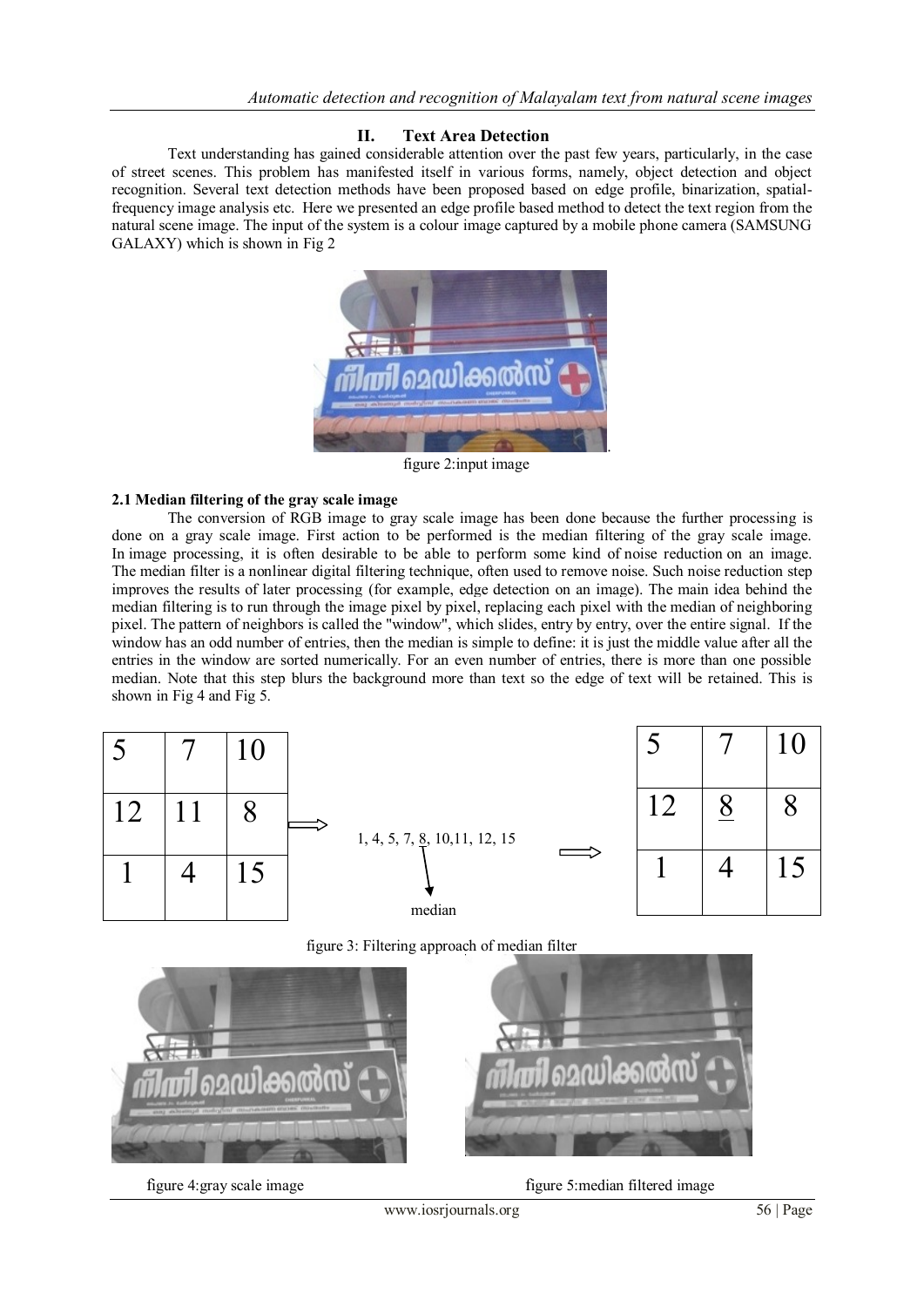## II. Text Area Detection

Text understanding has gained considerable attention over the past few years, particularly, in the case of street scenes. This problem has manifested itself in various forms, namely, object detection and object recognition. Several text detection methods have been proposed based on edge profile, binarization, spatial-frequency image analysis etc. Here we presented an edge profile based method to detect the text region from the natural scene image. The input of the system is a colour image captured by a mobile phone camera (SAMSUNG GALAXY) which is shown in Fig 2

figure 2:input image

### 2.1 Median filtering of the gray scale image

The conversion of RGB image to gray scale image has been done because the further processing is done on a gray scale image. First action to be performed is the median filtering of the gray scale image. In image processing, it is often desirable to be able to perform some kind of noise reduction on an image. The median filter is a nonlinear digital filtering technique, often used to remove noise. Such noise reduction step improves the results of later processing (for example, edge detection on an image). The main idea behind the median filtering is to run through the image pixel by pixel, replacing each pixel with the median of neighboring pixel. The pattern of neighbors is called the "window", which slides, entry by entry, over the entire signal. If the window has an odd number of entries, then the median is simple to define: it is just the middle value after all the entries in the window are sorted numerically. For an even number of entries, there is more than one possible median. Note that this step blurs the background more than text so the edge of text will be retained. This is shown in Fig 4 and Fig 5.

| 5 | 7 | 10 |
|---|---|---|
| 12 | 11 | 8 |
| 1 | 4 | 15 |

⇒ 1, 4, 5, 7, 8, 10,11, 12, 15 → median (8) ⇒

| 5 | 7 | 10 |
|---|---|---|
| 12 | 8 | 8 |
| 1 | 4 | 15 |

figure 3: Filtering approach of median filter

figure 4:gray scale image

figure 5:median filtered image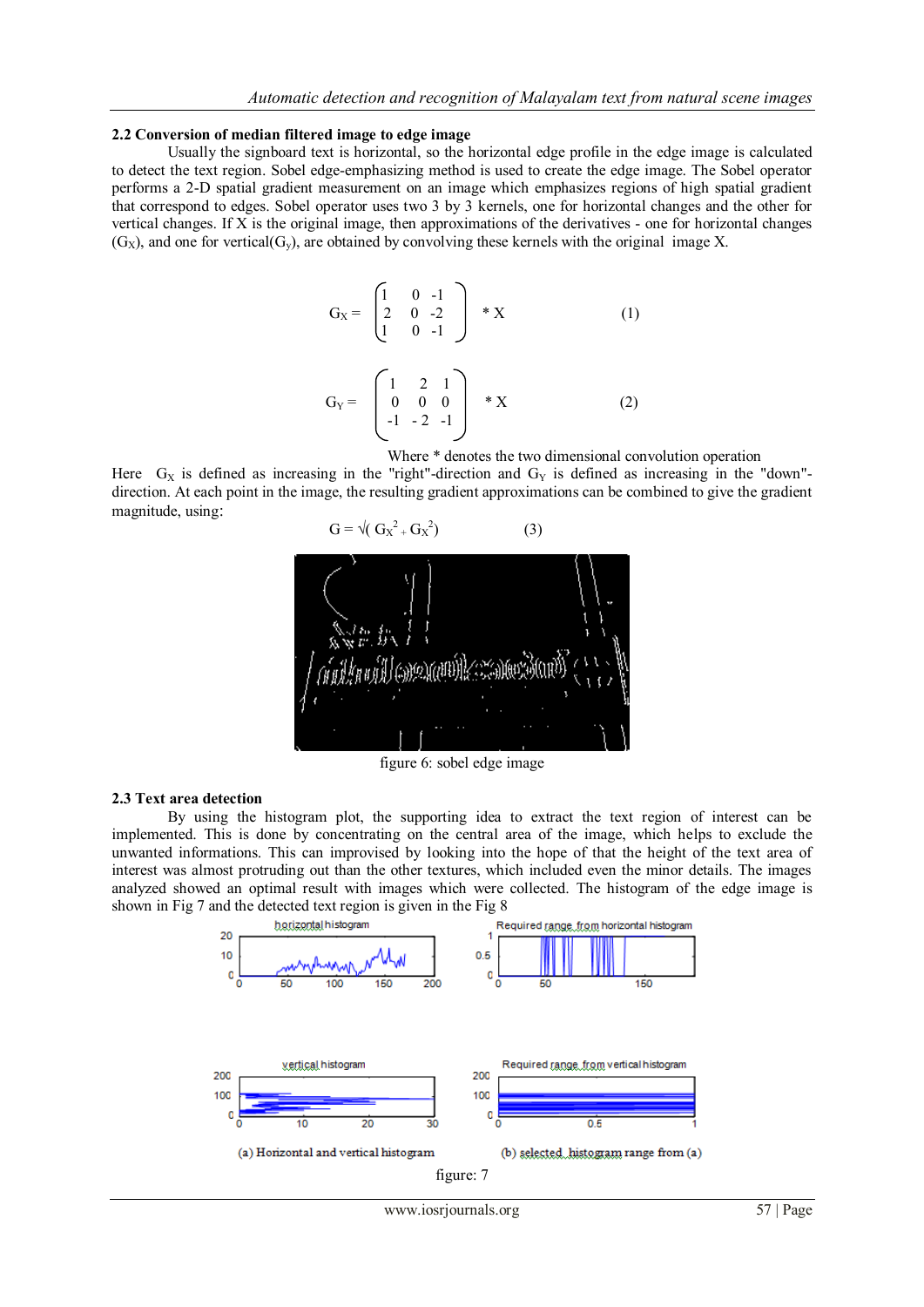### 2.2 Conversion of median filtered image to edge image

Usually the signboard text is horizontal, so the horizontal edge profile in the edge image is calculated to detect the text region. Sobel edge-emphasizing method is used to create the edge image. The Sobel operator performs a 2-D spatial gradient measurement on an image which emphasizes regions of high spatial gradient that correspond to edges. Sobel operator uses two 3 by 3 kernels, one for horizontal changes and the other for vertical changes. If X is the original image, then approximations of the derivatives - one for horizontal changes ($G_X$), and one for vertical($G_y$), are obtained by convolving these kernels with the original image X.

$$G_X = \begin{pmatrix} 1 & 0 & -1 \\ 2 & 0 & -2 \\ 1 & 0 & -1 \end{pmatrix} * X \qquad (1)$$

$$G_Y = \begin{pmatrix} 1 & 2 & 1 \\ 0 & 0 & 0 \\ -1 & -2 & -1 \end{pmatrix} * X \qquad (2)$$

Where * denotes the two dimensional convolution operation

Here $G_X$ is defined as increasing in the "right"-direction and $G_Y$ is defined as increasing in the "down"-direction. At each point in the image, the resulting gradient approximations can be combined to give the gradient magnitude, using:

$$G = \sqrt{( G_X^2 + G_X^2)} \qquad (3)$$

figure 6: sobel edge image

### 2.3 Text area detection

By using the histogram plot, the supporting idea to extract the text region of interest can be implemented. This is done by concentrating on the central area of the image, which helps to exclude the unwanted informations. This can improvised by looking into the hope of that the height of the text area of interest was almost protruding out than the other textures, which included even the minor details. The images analyzed showed an optimal result with images which were collected. The histogram of the edge image is shown in Fig 7 and the detected text region is given in the Fig 8

(a) Horizontal and vertical histogram

(b) selected histogram range from (a)

figure: 7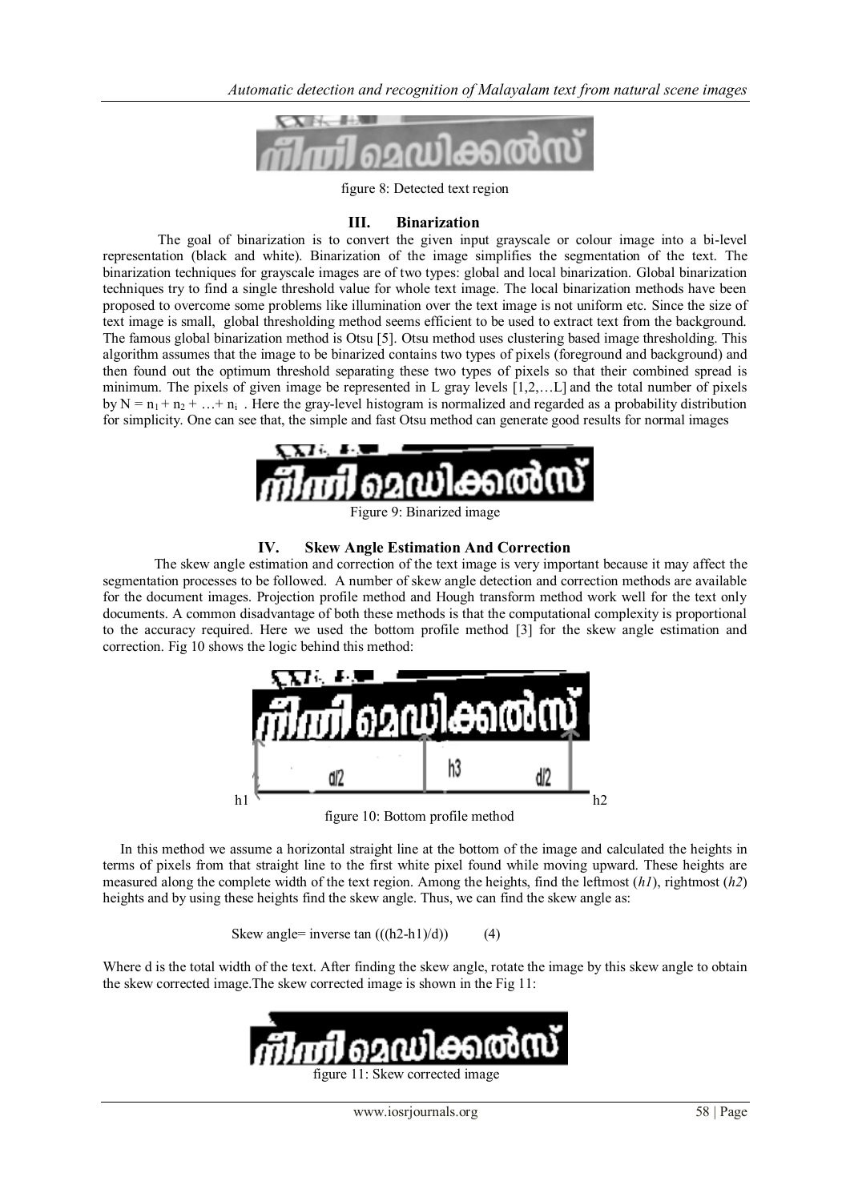figure 8: Detected text region

## III. Binarization

The goal of binarization is to convert the given input grayscale or colour image into a bi-level representation (black and white). Binarization of the image simplifies the segmentation of the text. The binarization techniques for grayscale images are of two types: global and local binarization. Global binarization techniques try to find a single threshold value for whole text image. The local binarization methods have been proposed to overcome some problems like illumination over the text image is not uniform etc. Since the size of text image is small, global thresholding method seems efficient to be used to extract text from the background. The famous global binarization method is Otsu [5]. Otsu method uses clustering based image thresholding. This algorithm assumes that the image to be binarized contains two types of pixels (foreground and background) and then found out the optimum threshold separating these two types of pixels so that their combined spread is minimum. The pixels of given image be represented in L gray levels [1,2,…L] and the total number of pixels by $N = n_1 + n_2 + \ldots + n_i$ . Here the gray-level histogram is normalized and regarded as a probability distribution for simplicity. One can see that, the simple and fast Otsu method can generate good results for normal images

Figure 9: Binarized image

## IV. Skew Angle Estimation And Correction

The skew angle estimation and correction of the text image is very important because it may affect the segmentation processes to be followed. A number of skew angle detection and correction methods are available for the document images. Projection profile method and Hough transform method work well for the text only documents. A common disadvantage of both these methods is that the computational complexity is proportional to the accuracy required. Here we used the bottom profile method [3] for the skew angle estimation and correction. Fig 10 shows the logic behind this method:

figure 10: Bottom profile method

In this method we assume a horizontal straight line at the bottom of the image and calculated the heights in terms of pixels from that straight line to the first white pixel found while moving upward. These heights are measured along the complete width of the text region. Among the heights, find the leftmost (*h1*), rightmost (*h2*) heights and by using these heights find the skew angle. Thus, we can find the skew angle as:

$$\text{Skew angle} = \text{inverse tan}\left(\left((h2-h1)/d\right)\right) \qquad (4)$$

Where d is the total width of the text. After finding the skew angle, rotate the image by this skew angle to obtain the skew corrected image.The skew corrected image is shown in the Fig 11:

figure 11: Skew corrected image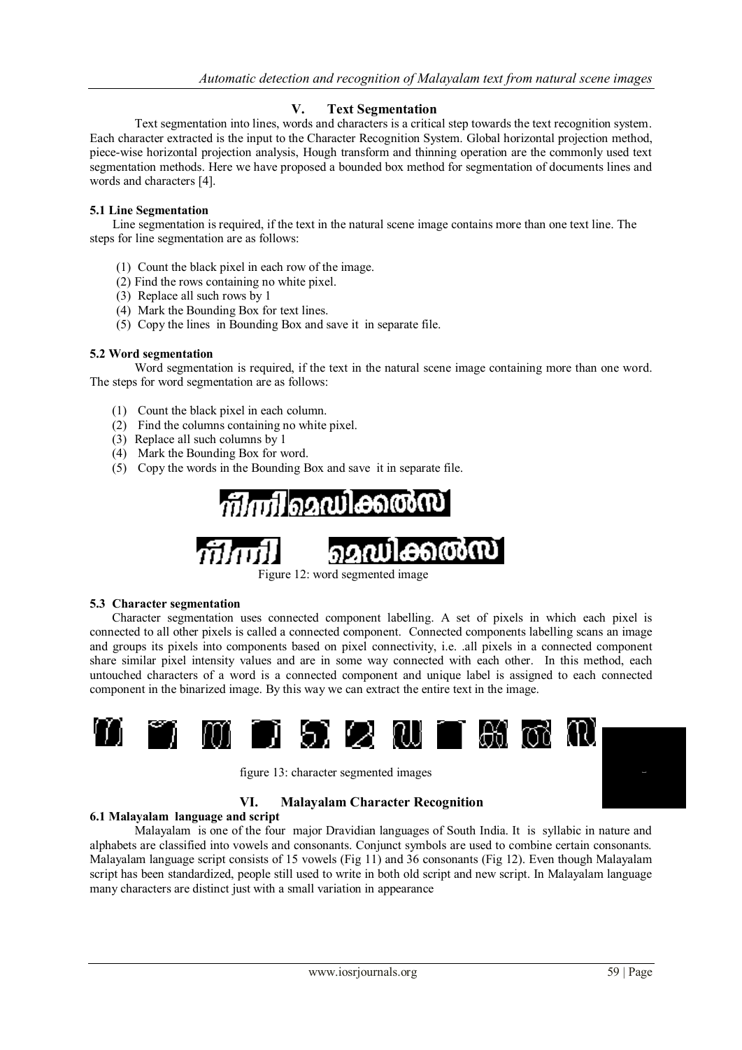## V. Text Segmentation

Text segmentation into lines, words and characters is a critical step towards the text recognition system. Each character extracted is the input to the Character Recognition System. Global horizontal projection method, piece-wise horizontal projection analysis, Hough transform and thinning operation are the commonly used text segmentation methods. Here we have proposed a bounded box method for segmentation of documents lines and words and characters [4].

### 5.1 Line Segmentation

Line segmentation is required, if the text in the natural scene image contains more than one text line. The steps for line segmentation are as follows:

(1) Count the black pixel in each row of the image.
(2) Find the rows containing no white pixel.
(3) Replace all such rows by 1
(4) Mark the Bounding Box for text lines.
(5) Copy the lines in Bounding Box and save it in separate file.

### 5.2 Word segmentation

Word segmentation is required, if the text in the natural scene image containing more than one word. The steps for word segmentation are as follows:

(1) Count the black pixel in each column.
(2) Find the columns containing no white pixel.
(3) Replace all such columns by 1
(4) Mark the Bounding Box for word.
(5) Copy the words in the Bounding Box and save it in separate file.

Figure 12: word segmented image

### 5.3 Character segmentation

Character segmentation uses connected component labelling. A set of pixels in which each pixel is connected to all other pixels is called a connected component. Connected components labelling scans an image and groups its pixels into components based on pixel connectivity, i.e. .all pixels in a connected component share similar pixel intensity values and are in some way connected with each other. In this method, each untouched characters of a word is a connected component and unique label is assigned to each connected component in the binarized image. By this way we can extract the entire text in the image.

figure 13: character segmented images

## VI. Malayalam Character Recognition

### 6.1 Malayalam language and script

Malayalam is one of the four major Dravidian languages of South India. It is syllabic in nature and alphabets are classified into vowels and consonants. Conjunct symbols are used to combine certain consonants. Malayalam language script consists of 15 vowels (Fig 11) and 36 consonants (Fig 12). Even though Malayalam script has been standardized, people still used to write in both old script and new script. In Malayalam language many characters are distinct just with a small variation in appearance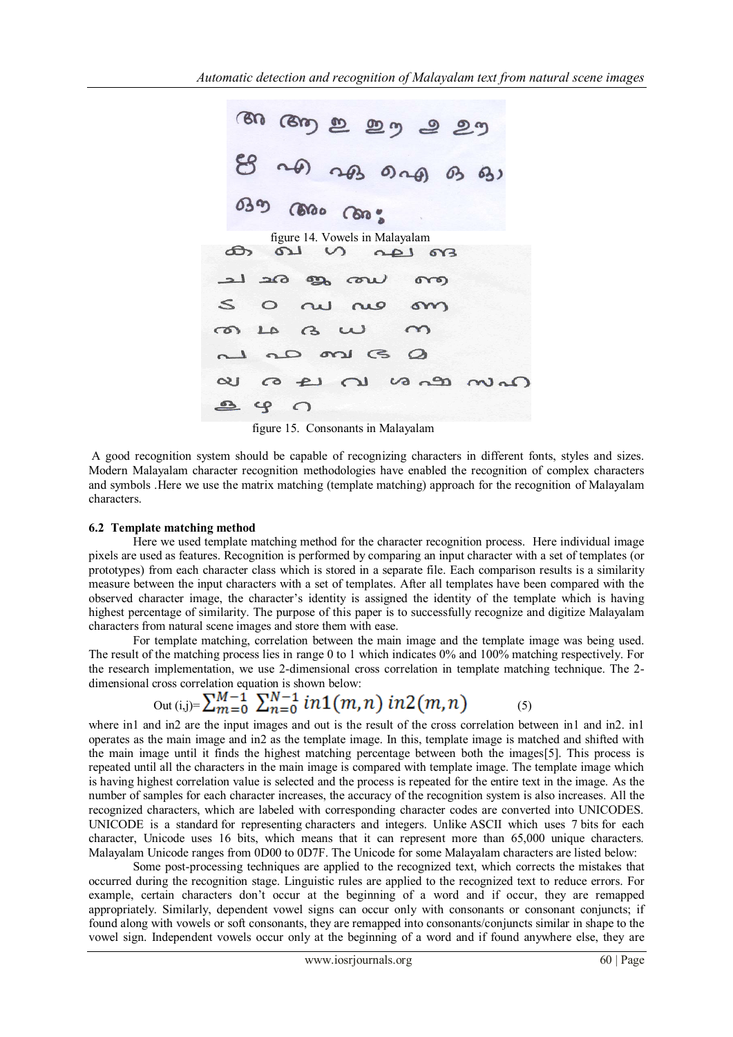figure 14. Vowels in Malayalam

figure 15. Consonants in Malayalam

A good recognition system should be capable of recognizing characters in different fonts, styles and sizes. Modern Malayalam character recognition methodologies have enabled the recognition of complex characters and symbols .Here we use the matrix matching (template matching) approach for the recognition of Malayalam characters.

### 6.2 Template matching method

Here we used template matching method for the character recognition process. Here individual image pixels are used as features. Recognition is performed by comparing an input character with a set of templates (or prototypes) from each character class which is stored in a separate file. Each comparison results is a similarity measure between the input characters with a set of templates. After all templates have been compared with the observed character image, the character's identity is assigned the identity of the template which is having highest percentage of similarity. The purpose of this paper is to successfully recognize and digitize Malayalam characters from natural scene images and store them with ease.

For template matching, correlation between the main image and the template image was being used. The result of the matching process lies in range 0 to 1 which indicates 0% and 100% matching respectively. For the research implementation, we use 2-dimensional cross correlation in template matching technique. The 2-dimensional cross correlation equation is shown below:

$$\text{Out}(i,j) = \sum_{m=0}^{M-1} \sum_{n=0}^{N-1} in1(m,n)\, in2(m,n) \qquad (5)$$

where in1 and in2 are the input images and out is the result of the cross correlation between in1 and in2. in1 operates as the main image and in2 as the template image. In this, template image is matched and shifted with the main image until it finds the highest matching percentage between both the images[5]. This process is repeated until all the characters in the main image is compared with template image. The template image which is having highest correlation value is selected and the process is repeated for the entire text in the image. As the number of samples for each character increases, the accuracy of the recognition system is also increases. All the recognized characters, which are labeled with corresponding character codes are converted into UNICODES. UNICODE is a standard for representing characters and integers. Unlike ASCII which uses 7 bits for each character, Unicode uses 16 bits, which means that it can represent more than 65,000 unique characters. Malayalam Unicode ranges from 0D00 to 0D7F. The Unicode for some Malayalam characters are listed below:

Some post-processing techniques are applied to the recognized text, which corrects the mistakes that occurred during the recognition stage. Linguistic rules are applied to the recognized text to reduce errors. For example, certain characters don't occur at the beginning of a word and if occur, they are remapped appropriately. Similarly, dependent vowel signs can occur only with consonants or consonant conjuncts; if found along with vowels or soft consonants, they are remapped into consonants/conjuncts similar in shape to the vowel sign. Independent vowels occur only at the beginning of a word and if found anywhere else, they are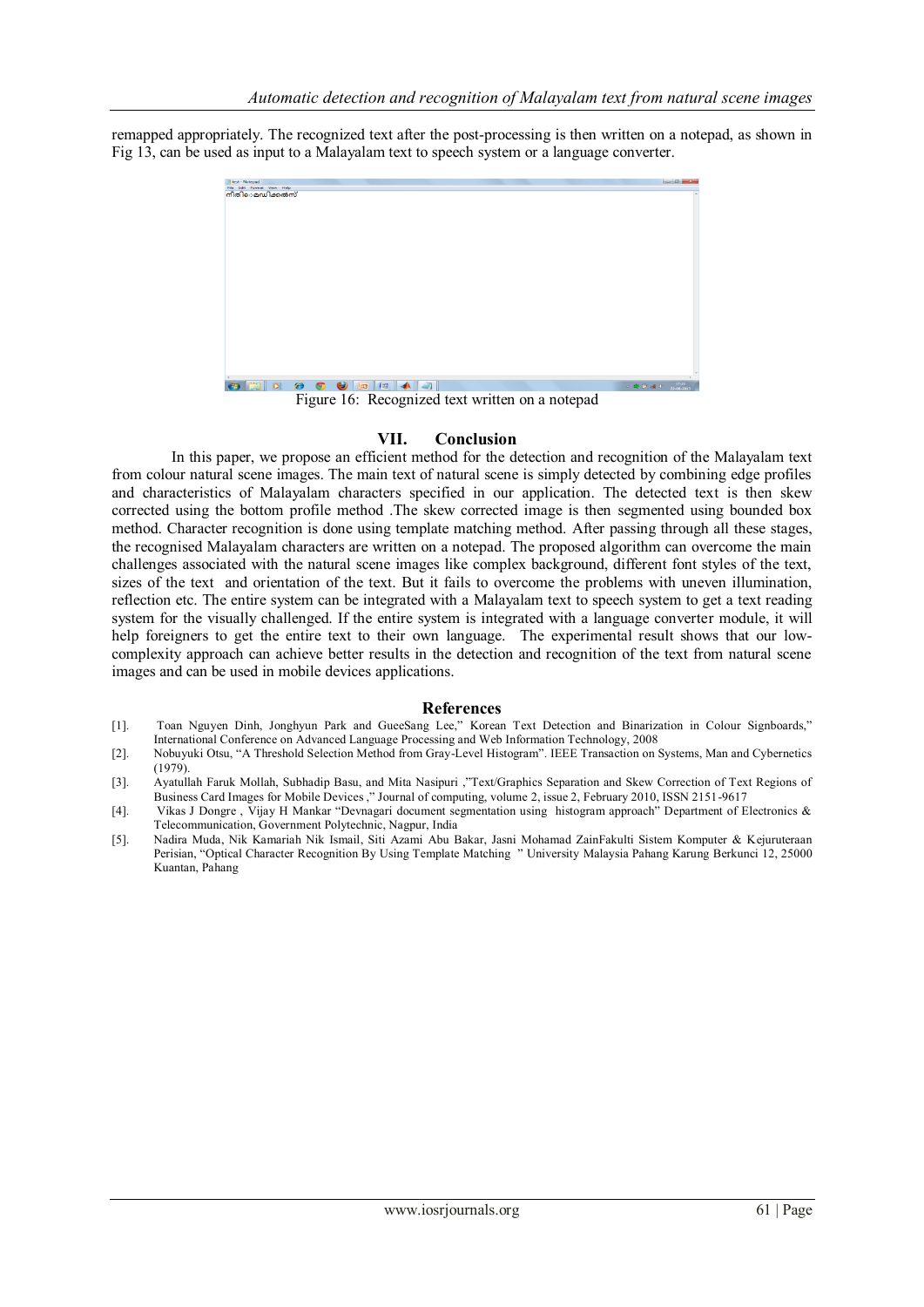remapped appropriately. The recognized text after the post-processing is then written on a notepad, as shown in Fig 13, can be used as input to a Malayalam text to speech system or a language converter.

Figure 16: Recognized text written on a notepad

## VII. Conclusion

In this paper, we propose an efficient method for the detection and recognition of the Malayalam text from colour natural scene images. The main text of natural scene is simply detected by combining edge profiles and characteristics of Malayalam characters specified in our application. The detected text is then skew corrected using the bottom profile method .The skew corrected image is then segmented using bounded box method. Character recognition is done using template matching method. After passing through all these stages, the recognised Malayalam characters are written on a notepad. The proposed algorithm can overcome the main challenges associated with the natural scene images like complex background, different font styles of the text, sizes of the text and orientation of the text. But it fails to overcome the problems with uneven illumination, reflection etc. The entire system can be integrated with a Malayalam text to speech system to get a text reading system for the visually challenged. If the entire system is integrated with a language converter module, it will help foreigners to get the entire text to their own language. The experimental result shows that our low-complexity approach can achieve better results in the detection and recognition of the text from natural scene images and can be used in mobile devices applications.

## References

[1]. Toan Nguyen Dinh, Jonghyun Park and GueeSang Lee," Korean Text Detection and Binarization in Colour Signboards," International Conference on Advanced Language Processing and Web Information Technology, 2008

[2]. Nobuyuki Otsu, "A Threshold Selection Method from Gray-Level Histogram". IEEE Transaction on Systems, Man and Cybernetics (1979).

[3]. Ayatullah Faruk Mollah, Subhadip Basu, and Mita Nasipuri ,"Text/Graphics Separation and Skew Correction of Text Regions of Business Card Images for Mobile Devices ," Journal of computing, volume 2, issue 2, February 2010, ISSN 2151-9617

[4]. Vikas J Dongre , Vijay H Mankar "Devnagari document segmentation using histogram approach" Department of Electronics & Telecommunication, Government Polytechnic, Nagpur, India

[5]. Nadira Muda, Nik Kamariah Nik Ismail, Siti Azami Abu Bakar, Jasni Mohamad ZainFakulti Sistem Komputer & Kejuruteraan Perisian, "Optical Character Recognition By Using Template Matching " University Malaysia Pahang Karung Berkunci 12, 25000 Kuantan, Pahang